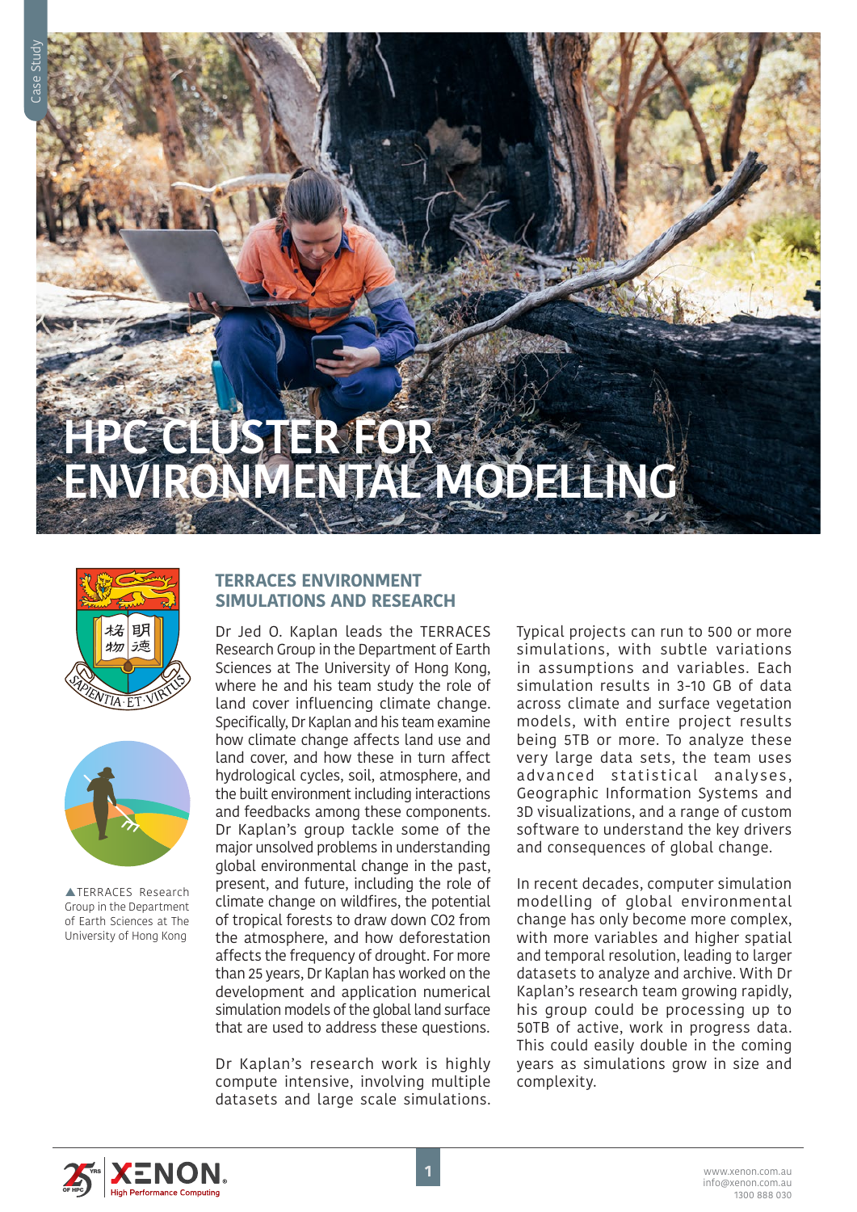# HPC CLUSTER FOR ENVIRONMENTAL MODELLING

▲TERRACES Research Group in the Department of Earth Sciences at The University of Hong Kong

## TERRACES ENVIRONMENT SIMULATIONS AND RESEARCH

Dr Jed O. Kaplan leads the TERRACES Research Group in the Department of Earth Sciences at The University of Hong Kong, where he and his team study the role of land cover influencing climate change. Specifically, Dr Kaplan and his team examine how climate change affects land use and land cover, and how these in turn affect hydrological cycles, soil, atmosphere, and the built environment including interactions and feedbacks among these components. Dr Kaplan's group tackle some of the major unsolved problems in understanding global environmental change in the past, present, and future, including the role of climate change on wildfires, the potential of tropical forests to draw down CO2 from the atmosphere, and how deforestation affects the frequency of drought. For more than 25 years, Dr Kaplan has worked on the development and application numerical simulation models of the global land surface that are used to address these questions.

Dr Kaplan's research work is highly compute intensive, involving multiple datasets and large scale simulations. Typical projects can run to 500 or more simulations, with subtle variations in assumptions and variables. Each simulation results in 3-10 GB of data across climate and surface vegetation models, with entire project results being 5TB or more. To analyze these very large data sets, the team uses advanced statistical analyses, Geographic Information Systems and 3D visualizations, and a range of custom software to understand the key drivers and consequences of global change.

In recent decades, computer simulation modelling of global environmental change has only become more complex, with more variables and higher spatial and temporal resolution, leading to larger datasets to analyze and archive. With Dr Kaplan's research team growing rapidly, his group could be processing up to 50TB of active, work in progress data. This could easily double in the coming years as simulations grow in size and complexity.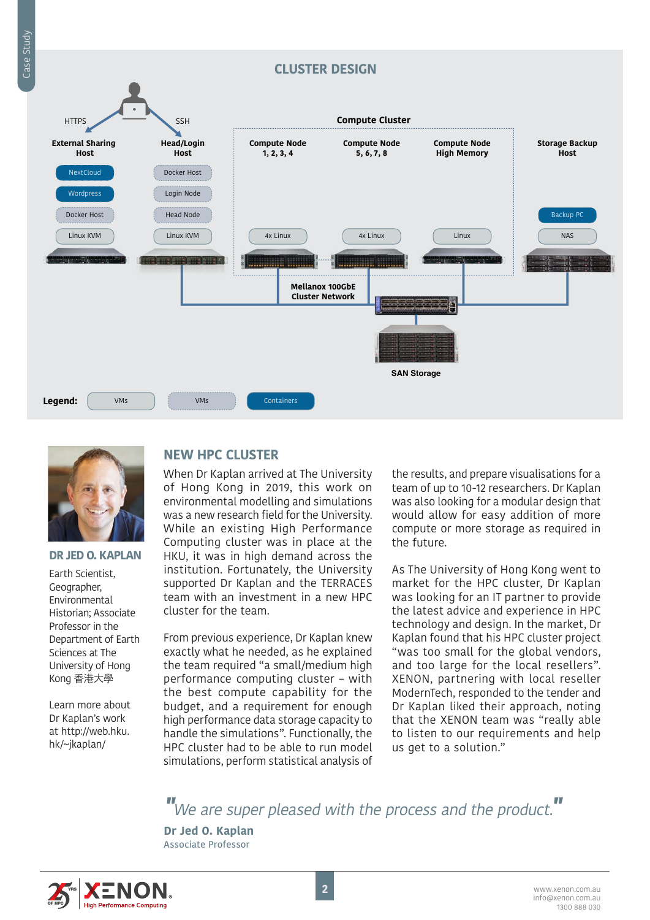## CLUSTER DESIGN

HTTPS — SSH

**Compute Cluster**

| External Sharing Host | Head/Login Host | Compute Node 1, 2, 3, 4 | Compute Node 5, 6, 7, 8 | Compute Node High Memory | Storage Backup Host |
|---|---|---|---|---|---|
| NextCloud | Docker Host | | | | |
| Wordpress | Login Node | | | | |
| Docker Host | Head Node | | | | Backup PC |
| Linux KVM | Linux KVM | 4x Linux | 4x Linux | Linux | NAS |

**Mellanox 100GbE Cluster Network**

**SAN Storage**

**Legend:** VMs | VMs | Containers

## NEW HPC CLUSTER

When Dr Kaplan arrived at The University of Hong Kong in 2019, this work on environmental modelling and simulations was a new research field for the University. While an existing High Performance Computing cluster was in place at the HKU, it was in high demand across the institution. Fortunately, the University supported Dr Kaplan and the TERRACES team with an investment in a new HPC cluster for the team.

From previous experience, Dr Kaplan knew exactly what he needed, as he explained the team required "a small/medium high performance computing cluster – with the best compute capability for the budget, and a requirement for enough high performance data storage capacity to handle the simulations". Functionally, the HPC cluster had to be able to run model simulations, perform statistical analysis of the results, and prepare visualisations for a team of up to 10-12 researchers. Dr Kaplan was also looking for a modular design that would allow for easy addition of more compute or more storage as required in the future.

As The University of Hong Kong went to market for the HPC cluster, Dr Kaplan was looking for an IT partner to provide the latest advice and experience in HPC technology and design. In the market, Dr Kaplan found that his HPC cluster project "was too small for the global vendors, and too large for the local resellers". XENON, partnering with local reseller ModernTech, responded to the tender and Dr Kaplan liked their approach, noting that the XENON team was "really able to listen to our requirements and help us get to a solution."

**DR JED O. KAPLAN**

Earth Scientist, Geographer, Environmental Historian; Associate Professor in the Department of Earth Sciences at The University of Hong Kong 香港大學

Learn more about Dr Kaplan's work at http://web.hku.hk/~jkaplan/

> *"We are super pleased with the process and the product."*
>
> **Dr Jed O. Kaplan**
> Associate Professor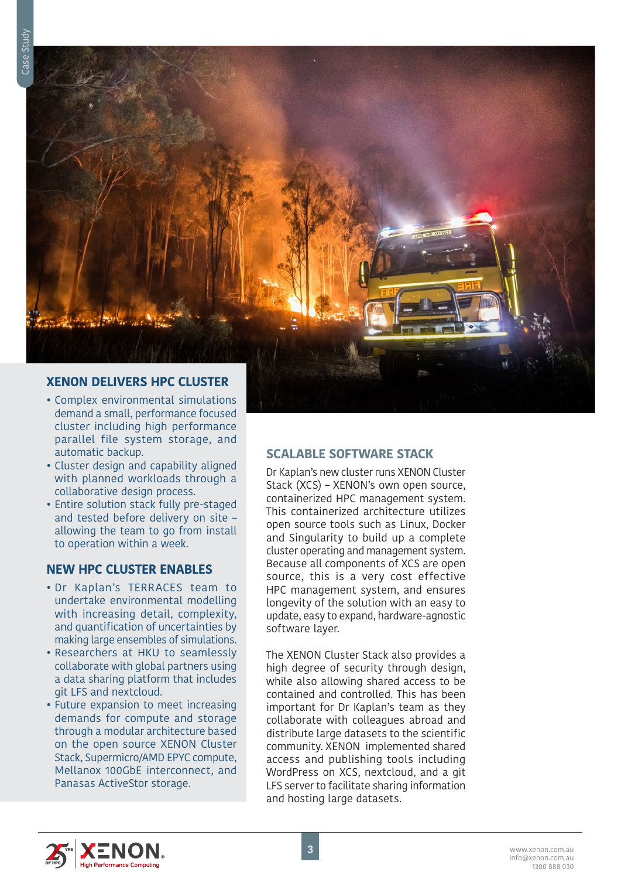## XENON DELIVERS HPC CLUSTER

- Complex environmental simulations demand a small, performance focused cluster including high performance parallel file system storage, and automatic backup.
- Cluster design and capability aligned with planned workloads through a collaborative design process.
- Entire solution stack fully pre-staged and tested before delivery on site – allowing the team to go from install to operation within a week.

## NEW HPC CLUSTER ENABLES

- Dr Kaplan's TERRACES team to undertake environmental modelling with increasing detail, complexity, and quantification of uncertainties by making large ensembles of simulations.
- Researchers at HKU to seamlessly collaborate with global partners using a data sharing platform that includes git LFS and nextcloud.
- Future expansion to meet increasing demands for compute and storage through a modular architecture based on the open source XENON Cluster Stack, Supermicro/AMD EPYC compute, Mellanox 100GbE interconnect, and Panasas ActiveStor storage.

## SCALABLE SOFTWARE STACK

Dr Kaplan's new cluster runs XENON Cluster Stack (XCS) – XENON's own open source, containerized HPC management system. This containerized architecture utilizes open source tools such as Linux, Docker and Singularity to build up a complete cluster operating and management system. Because all components of XCS are open source, this is a very cost effective HPC management system, and ensures longevity of the solution with an easy to update, easy to expand, hardware-agnostic software layer.

The XENON Cluster Stack also provides a high degree of security through design, while also allowing shared access to be contained and controlled. This has been important for Dr Kaplan's team as they collaborate with colleagues abroad and distribute large datasets to the scientific community. XENON implemented shared access and publishing tools including WordPress on XCS, nextcloud, and a git LFS server to facilitate sharing information and hosting large datasets.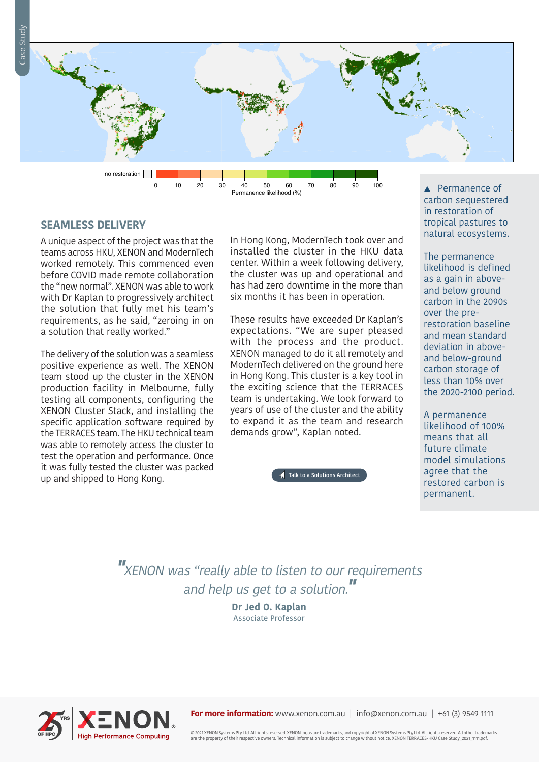no restoration

0 10 20 30 40 50 60 70 80 90 100

Permanence likelihood (%)

▲ Permanence of carbon sequestered in restoration of tropical pastures to natural ecosystems.

The permanence likelihood is defined as a gain in above- and below ground carbon in the 2090s over the pre-restoration baseline and mean standard deviation in above- and below-ground carbon storage of less than 10% over the 2020-2100 period.

A permanence likelihood of 100% means that all future climate model simulations agree that the restored carbon is permanent.

## SEAMLESS DELIVERY

A unique aspect of the project was that the teams across HKU, XENON and ModernTech worked remotely. This commenced even before COVID made remote collaboration the "new normal". XENON was able to work with Dr Kaplan to progressively architect the solution that fully met his team's requirements, as he said, "zeroing in on a solution that really worked."

The delivery of the solution was a seamless positive experience as well. The XENON team stood up the cluster in the XENON production facility in Melbourne, fully testing all components, configuring the XENON Cluster Stack, and installing the specific application software required by the TERRACES team. The HKU technical team was able to remotely access the cluster to test the operation and performance. Once it was fully tested the cluster was packed up and shipped to Hong Kong.

In Hong Kong, ModernTech took over and installed the cluster in the HKU data center. Within a week following delivery, the cluster was up and operational and has had zero downtime in the more than six months it has been in operation.

These results have exceeded Dr Kaplan's expectations. "We are super pleased with the process and the product. XENON managed to do it all remotely and ModernTech delivered on the ground here in Hong Kong. This cluster is a key tool in the exciting science that the TERRACES team is undertaking. We look forward to years of use of the cluster and the ability to expand it as the team and research demands grow", Kaplan noted.

Talk to a Solutions Architect

> *"XENON was "really able to listen to our requirements and help us get to a solution."*
>
> **Dr Jed O. Kaplan**
> Associate Professor

**For more information:** www.xenon.com.au | info@xenon.com.au | +61 (3) 9549 1111

© 2021 XENON Systems Pty Ltd. All rights reserved. XENON logos are trademarks, and copyright of XENON Systems Pty Ltd. All rights reserved. All other trademarks are the property of their respective owners. Technical information is subject to change without notice. XENON TERRACES-HKU Case Study_2021_1111.pdf.